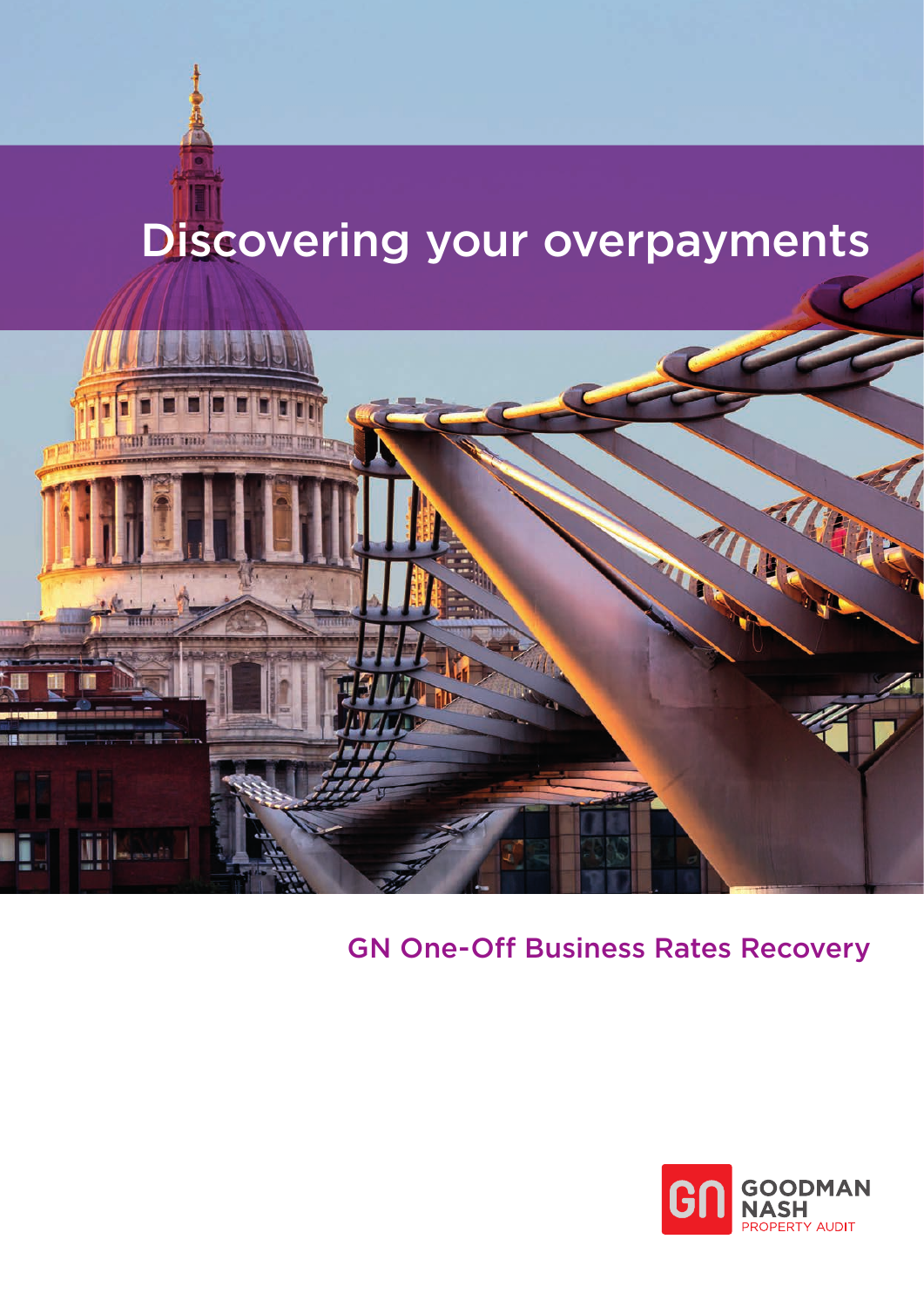# Discovering your overpayments

## GN One-Off Business Rates Recovery

GOODMAN NASH
PROPERTY AUDIT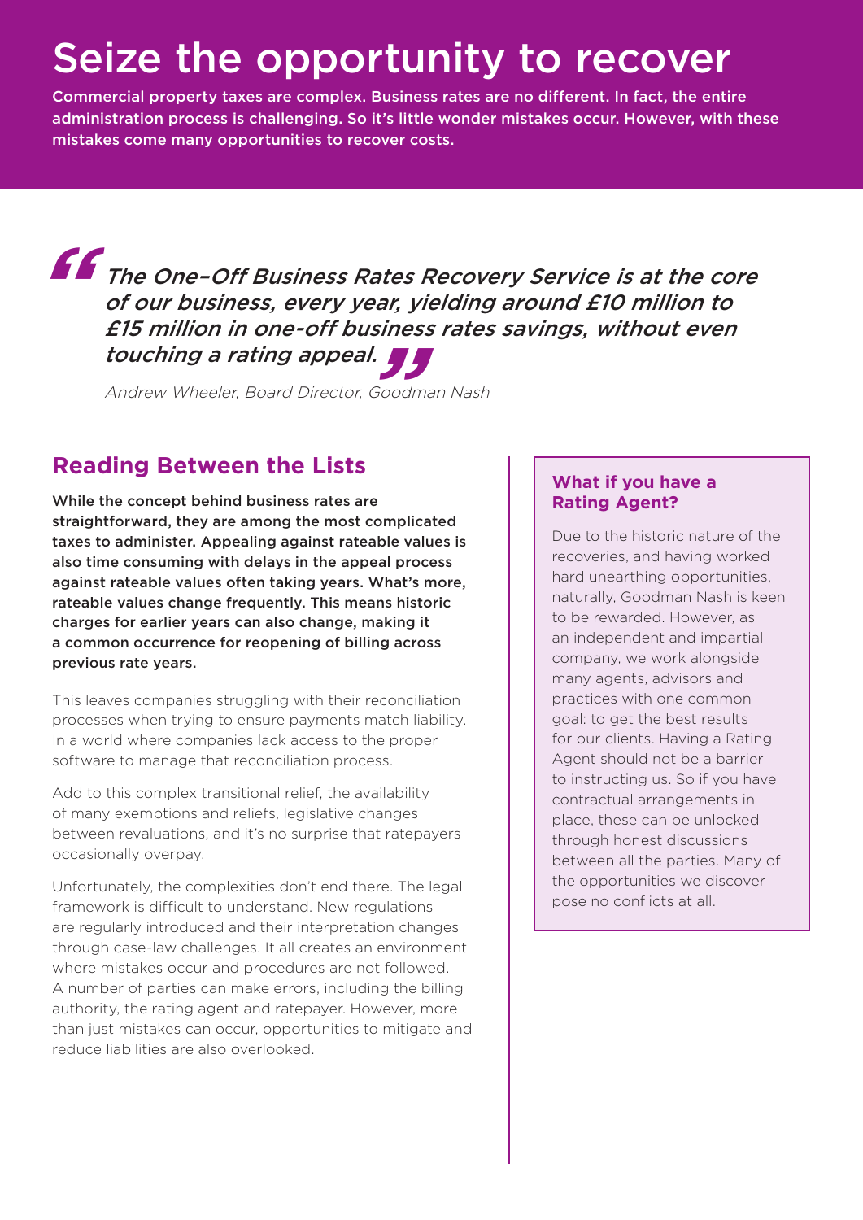# Seize the opportunity to recover

**Commercial property taxes are complex. Business rates are no different. In fact, the entire administration process is challenging. So it's little wonder mistakes occur. However, with these mistakes come many opportunities to recover costs.**

> *The One-Off Business Rates Recovery Service is at the core of our business, every year, yielding around £10 million to £15 million in one-off business rates savings, without even touching a rating appeal.*
>
> *Andrew Wheeler, Board Director, Goodman Nash*

## Reading Between the Lists

**While the concept behind business rates are straightforward, they are among the most complicated taxes to administer. Appealing against rateable values is also time consuming with delays in the appeal process against rateable values often taking years. What's more, rateable values change frequently. This means historic charges for earlier years can also change, making it a common occurrence for reopening of billing across previous rate years.**

This leaves companies struggling with their reconciliation processes when trying to ensure payments match liability. In a world where companies lack access to the proper software to manage that reconciliation process.

Add to this complex transitional relief, the availability of many exemptions and reliefs, legislative changes between revaluations, and it's no surprise that ratepayers occasionally overpay.

Unfortunately, the complexities don't end there. The legal framework is difficult to understand. New regulations are regularly introduced and their interpretation changes through case-law challenges. It all creates an environment where mistakes occur and procedures are not followed. A number of parties can make errors, including the billing authority, the rating agent and ratepayer. However, more than just mistakes can occur, opportunities to mitigate and reduce liabilities are also overlooked.

### What if you have a Rating Agent?

Due to the historic nature of the recoveries, and having worked hard unearthing opportunities, naturally, Goodman Nash is keen to be rewarded. However, as an independent and impartial company, we work alongside many agents, advisors and practices with one common goal: to get the best results for our clients. Having a Rating Agent should not be a barrier to instructing us. So if you have contractual arrangements in place, these can be unlocked through honest discussions between all the parties. Many of the opportunities we discover pose no conflicts at all.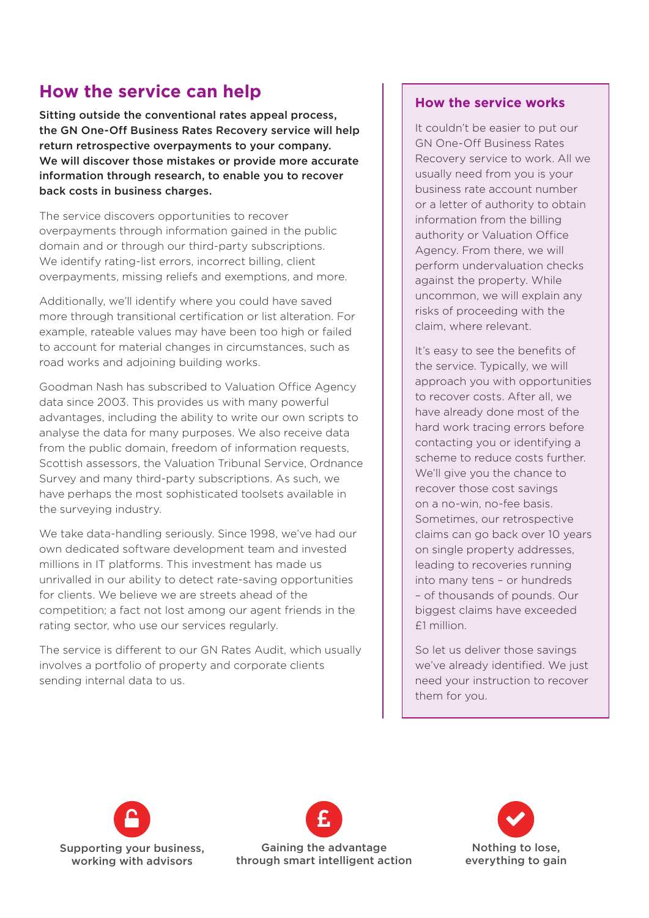## How the service can help

**Sitting outside the conventional rates appeal process, the GN One-Off Business Rates Recovery service will help return retrospective overpayments to your company. We will discover those mistakes or provide more accurate information through research, to enable you to recover back costs in business charges.**

The service discovers opportunities to recover overpayments through information gained in the public domain and or through our third-party subscriptions. We identify rating-list errors, incorrect billing, client overpayments, missing reliefs and exemptions, and more.

Additionally, we'll identify where you could have saved more through transitional certification or list alteration. For example, rateable values may have been too high or failed to account for material changes in circumstances, such as road works and adjoining building works.

Goodman Nash has subscribed to Valuation Office Agency data since 2003. This provides us with many powerful advantages, including the ability to write our own scripts to analyse the data for many purposes. We also receive data from the public domain, freedom of information requests, Scottish assessors, the Valuation Tribunal Service, Ordnance Survey and many third-party subscriptions. As such, we have perhaps the most sophisticated toolsets available in the surveying industry.

We take data-handling seriously. Since 1998, we've had our own dedicated software development team and invested millions in IT platforms. This investment has made us unrivalled in our ability to detect rate-saving opportunities for clients. We believe we are streets ahead of the competition; a fact not lost among our agent friends in the rating sector, who use our services regularly.

The service is different to our GN Rates Audit, which usually involves a portfolio of property and corporate clients sending internal data to us.

### How the service works

It couldn't be easier to put our GN One-Off Business Rates Recovery service to work. All we usually need from you is your business rate account number or a letter of authority to obtain information from the billing authority or Valuation Office Agency. From there, we will perform undervaluation checks against the property. While uncommon, we will explain any risks of proceeding with the claim, where relevant.

It's easy to see the benefits of the service. Typically, we will approach you with opportunities to recover costs. After all, we have already done most of the hard work tracing errors before contacting you or identifying a scheme to reduce costs further. We'll give you the chance to recover those cost savings on a no-win, no-fee basis. Sometimes, our retrospective claims can go back over 10 years on single property addresses, leading to recoveries running into many tens – or hundreds – of thousands of pounds. Our biggest claims have exceeded £1 million.

So let us deliver those savings we've already identified. We just need your instruction to recover them for you.

Supporting your business, working with advisors

Gaining the advantage through smart intelligent action

Nothing to lose, everything to gain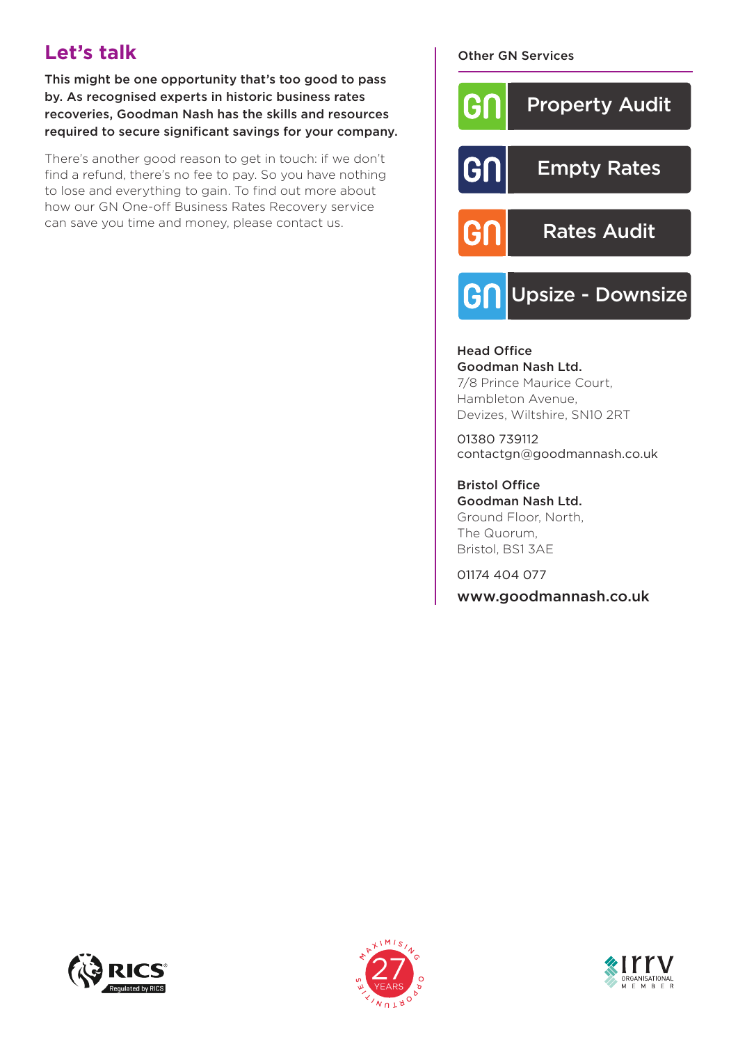## Let's talk

**This might be one opportunity that's too good to pass by. As recognised experts in historic business rates recoveries, Goodman Nash has the skills and resources required to secure significant savings for your company.**

There's another good reason to get in touch: if we don't find a refund, there's no fee to pay. So you have nothing to lose and everything to gain. To find out more about how our GN One-off Business Rates Recovery service can save you time and money, please contact us.

### Other GN Services

- GN Property Audit
- GN Empty Rates
- GN Rates Audit
- GN Upsize - Downsize

**Head Office**
**Goodman Nash Ltd.**
7/8 Prince Maurice Court,
Hambleton Avenue,
Devizes, Wiltshire, SN10 2RT

01380 739112
contactgn@goodmannash.co.uk

**Bristol Office**
**Goodman Nash Ltd.**
Ground Floor, North,
The Quorum,
Bristol, BS1 3AE

01174 404 077

www.goodmannash.co.uk

RICS Regulated by RICS

Maximising Opportunities 27 YEARS

IRRV Organisational Member